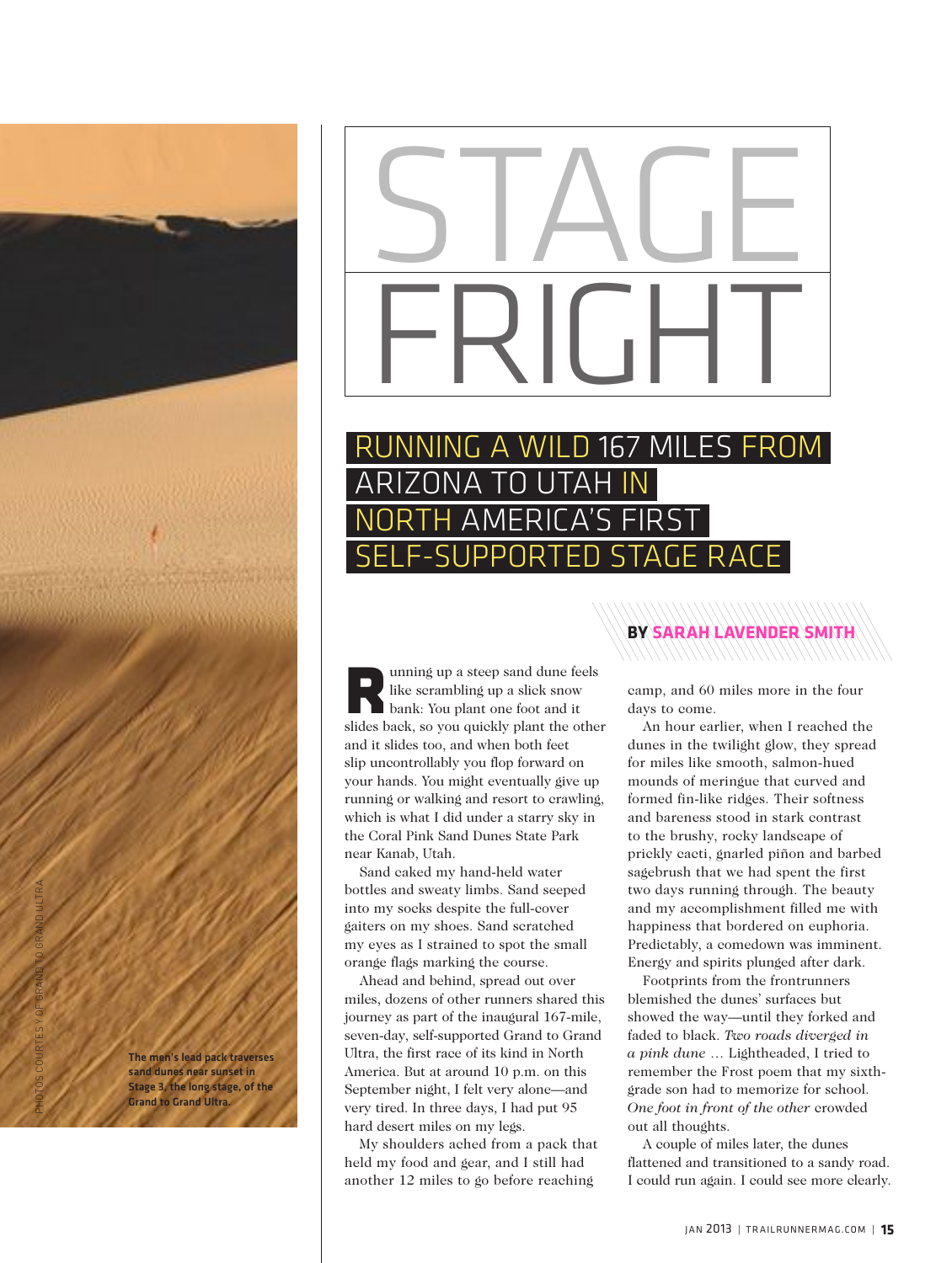# STAGE FRIGHT

## RUNNING A WILD 167 MILES FROM ARIZONA TO UTAH IN NORTH AMERICA'S FIRST SELF-SUPPORTED STAGE RACE

**BY SARAH LAVENDER SMITH**

PHOTOS COURTESY OF GRAND TO GRAND ULTRA

**The men's lead pack traverses sand dunes near sunset in Stage 3, the long stage, of the Grand to Grand Ultra.**

Running up a steep sand dune feels like scrambling up a slick snow bank: You plant one foot and it slides back, so you quickly plant the other and it slides too, and when both feet slip uncontrollably you flop forward on your hands. You might eventually give up running or walking and resort to crawling, which is what I did under a starry sky in the Coral Pink Sand Dunes State Park near Kanab, Utah.

Sand caked my hand-held water bottles and sweaty limbs. Sand seeped into my socks despite the full-cover gaiters on my shoes. Sand scratched my eyes as I strained to spot the small orange flags marking the course.

Ahead and behind, spread out over miles, dozens of other runners shared this journey as part of the inaugural 167-mile, seven-day, self-supported Grand to Grand Ultra, the first race of its kind in North America. But at around 10 p.m. on this September night, I felt very alone—and very tired. In three days, I had put 95 hard desert miles on my legs.

My shoulders ached from a pack that held my food and gear, and I still had another 12 miles to go before reaching camp, and 60 miles more in the four days to come.

An hour earlier, when I reached the dunes in the twilight glow, they spread for miles like smooth, salmon-hued mounds of meringue that curved and formed fin-like ridges. Their softness and bareness stood in stark contrast to the brushy, rocky landscape of prickly cacti, gnarled piñon and barbed sagebrush that we had spent the first two days running through. The beauty and my accomplishment filled me with happiness that bordered on euphoria. Predictably, a comedown was imminent. Energy and spirits plunged after dark.

Footprints from the frontrunners blemished the dunes' surfaces but showed the way—until they forked and faded to black. *Two roads diverged in a pink dune* … Lightheaded, I tried to remember the Frost poem that my sixth-grade son had to memorize for school. *One foot in front of the other* crowded out all thoughts.

A couple of miles later, the dunes flattened and transitioned to a sandy road. I could run again. I could see more clearly.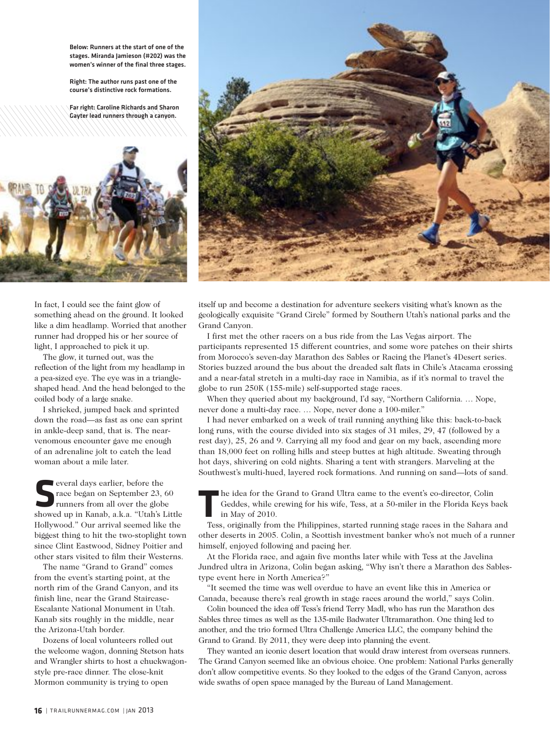Below: Runners at the start of one of the stages. Miranda Jamieson (#202) was the women's winner of the final three stages.

Right: The author runs past one of the course's distinctive rock formations.

Far right: Caroline Richards and Sharon Gayter lead runners through a canyon.

In fact, I could see the faint glow of something ahead on the ground. It looked like a dim headlamp. Worried that another runner had dropped his or her source of light, I approached to pick it up.

The glow, it turned out, was the reflection of the light from my headlamp in a pea-sized eye. The eye was in a triangle-shaped head. And the head belonged to the coiled body of a large snake.

I shrieked, jumped back and sprinted down the road—as fast as one can sprint in ankle-deep sand, that is. The near-venomous encounter gave me enough of an adrenaline jolt to catch the lead woman about a mile later.

Several days earlier, before the race began on September 23, 60 runners from all over the globe showed up in Kanab, a.k.a. "Utah's Little Hollywood." Our arrival seemed like the biggest thing to hit the two-stoplight town since Clint Eastwood, Sidney Poitier and other stars visited to film their Westerns.

The name "Grand to Grand" comes from the event's starting point, at the north rim of the Grand Canyon, and its finish line, near the Grand Staircase-Escalante National Monument in Utah. Kanab sits roughly in the middle, near the Arizona-Utah border.

Dozens of local volunteers rolled out the welcome wagon, donning Stetson hats and Wrangler shirts to host a chuckwagon-style pre-race dinner. The close-knit Mormon community is trying to open itself up and become a destination for adventure seekers visiting what's known as the geologically exquisite "Grand Circle" formed by Southern Utah's national parks and the Grand Canyon.

I first met the other racers on a bus ride from the Las Vegas airport. The participants represented 15 different countries, and some wore patches on their shirts from Morocco's seven-day Marathon des Sables or Racing the Planet's 4Desert series. Stories buzzed around the bus about the dreaded salt flats in Chile's Atacama crossing and a near-fatal stretch in a multi-day race in Namibia, as if it's normal to travel the globe to run 250K (155-mile) self-supported stage races.

When they queried about my background, I'd say, "Northern California. … Nope, never done a multi-day race. … Nope, never done a 100-miler."

I had never embarked on a week of trail running anything like this: back-to-back long runs, with the course divided into six stages of 31 miles, 29, 47 (followed by a rest day), 25, 26 and 9. Carrying all my food and gear on my back, ascending more than 18,000 feet on rolling hills and steep buttes at high altitude. Sweating through hot days, shivering on cold nights. Sharing a tent with strangers. Marveling at the Southwest's multi-hued, layered rock formations. And running on sand—lots of sand.

The idea for the Grand to Grand Ultra came to the event's co-director, Colin Geddes, while crewing for his wife, Tess, at a 50-miler in the Florida Keys back in May of 2010.

Tess, originally from the Philippines, started running stage races in the Sahara and other deserts in 2005. Colin, a Scottish investment banker who's not much of a runner himself, enjoyed following and pacing her.

At the Florida race, and again five months later while with Tess at the Javelina Jundred ultra in Arizona, Colin began asking, "Why isn't there a Marathon des Sables-type event here in North America?"

"It seemed the time was well overdue to have an event like this in America or Canada, because there's real growth in stage races around the world," says Colin.

Colin bounced the idea off Tess's friend Terry Madl, who has run the Marathon des Sables three times as well as the 135-mile Badwater Ultramarathon. One thing led to another, and the trio formed Ultra Challenge America LLC, the company behind the Grand to Grand. By 2011, they were deep into planning the event.

They wanted an iconic desert location that would draw interest from overseas runners. The Grand Canyon seemed like an obvious choice. One problem: National Parks generally don't allow competitive events. So they looked to the edges of the Grand Canyon, across wide swaths of open space managed by the Bureau of Land Management.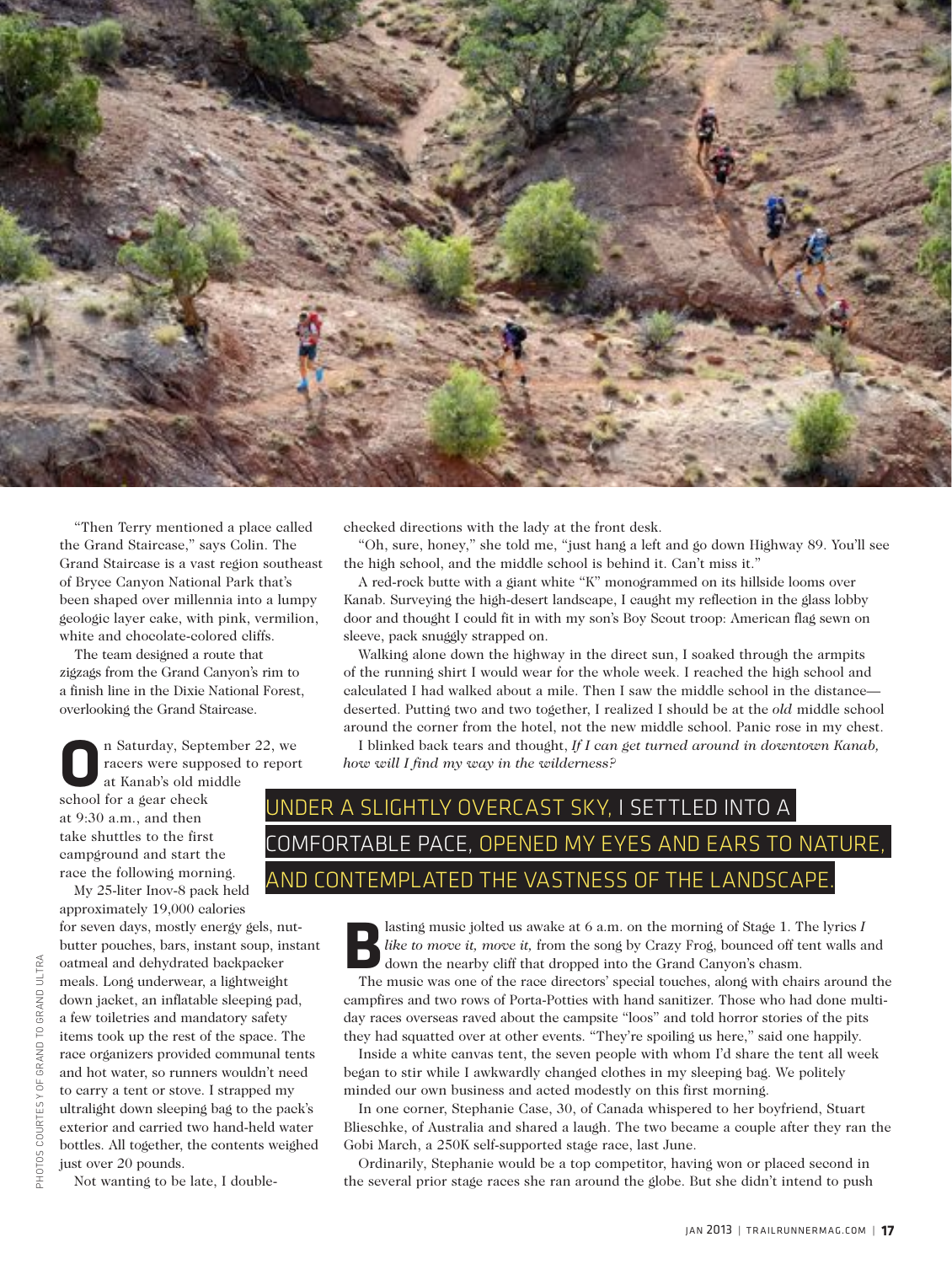"Then Terry mentioned a place called the Grand Staircase," says Colin. The Grand Staircase is a vast region southeast of Bryce Canyon National Park that's been shaped over millennia into a lumpy geologic layer cake, with pink, vermilion, white and chocolate-colored cliffs.

The team designed a route that zigzags from the Grand Canyon's rim to a finish line in the Dixie National Forest, overlooking the Grand Staircase.

On Saturday, September 22, we racers were supposed to report at Kanab's old middle school for a gear check at 9:30 a.m., and then take shuttles to the first campground and start the race the following morning.

My 25-liter Inov-8 pack held approximately 19,000 calories for seven days, mostly energy gels, nut-butter pouches, bars, instant soup, instant oatmeal and dehydrated backpacker meals. Long underwear, a lightweight down jacket, an inflatable sleeping pad, a few toiletries and mandatory safety items took up the rest of the space. The race organizers provided communal tents and hot water, so runners wouldn't need to carry a tent or stove. I strapped my ultralight down sleeping bag to the pack's exterior and carried two hand-held water bottles. All together, the contents weighed just over 20 pounds.

Not wanting to be late, I double-checked directions with the lady at the front desk.

"Oh, sure, honey," she told me, "just hang a left and go down Highway 89. You'll see the high school, and the middle school is behind it. Can't miss it."

A red-rock butte with a giant white "K" monogrammed on its hillside looms over Kanab. Surveying the high-desert landscape, I caught my reflection in the glass lobby door and thought I could fit in with my son's Boy Scout troop: American flag sewn on sleeve, pack snuggly strapped on.

Walking alone down the highway in the direct sun, I soaked through the armpits of the running shirt I would wear for the whole week. I reached the high school and calculated I had walked about a mile. Then I saw the middle school in the distance—deserted. Putting two and two together, I realized I should be at the *old* middle school around the corner from the hotel, not the new middle school. Panic rose in my chest.

I blinked back tears and thought, *If I can get turned around in downtown Kanab, how will I find my way in the wilderness?*

**UNDER A SLIGHTLY OVERCAST SKY, I SETTLED INTO A COMFORTABLE PACE, OPENED MY EYES AND EARS TO NATURE, AND CONTEMPLATED THE VASTNESS OF THE LANDSCAPE.**

Blasting music jolted us awake at 6 a.m. on the morning of Stage 1. The lyrics *I like to move it, move it,* from the song by Crazy Frog, bounced off tent walls and down the nearby cliff that dropped into the Grand Canyon's chasm.

The music was one of the race directors' special touches, along with chairs around the campfires and two rows of Porta-Potties with hand sanitizer. Those who had done multi-day races overseas raved about the campsite "loos" and told horror stories of the pits they had squatted over at other events. "They're spoiling us here," said one happily.

Inside a white canvas tent, the seven people with whom I'd share the tent all week began to stir while I awkwardly changed clothes in my sleeping bag. We politely minded our own business and acted modestly on this first morning.

In one corner, Stephanie Case, 30, of Canada whispered to her boyfriend, Stuart Blieschke, of Australia and shared a laugh. The two became a couple after they ran the Gobi March, a 250K self-supported stage race, last June.

Ordinarily, Stephanie would be a top competitor, having won or placed second in the several prior stage races she ran around the globe. But she didn't intend to push

PHOTOS COURTESY OF GRAND TO GRAND ULTRA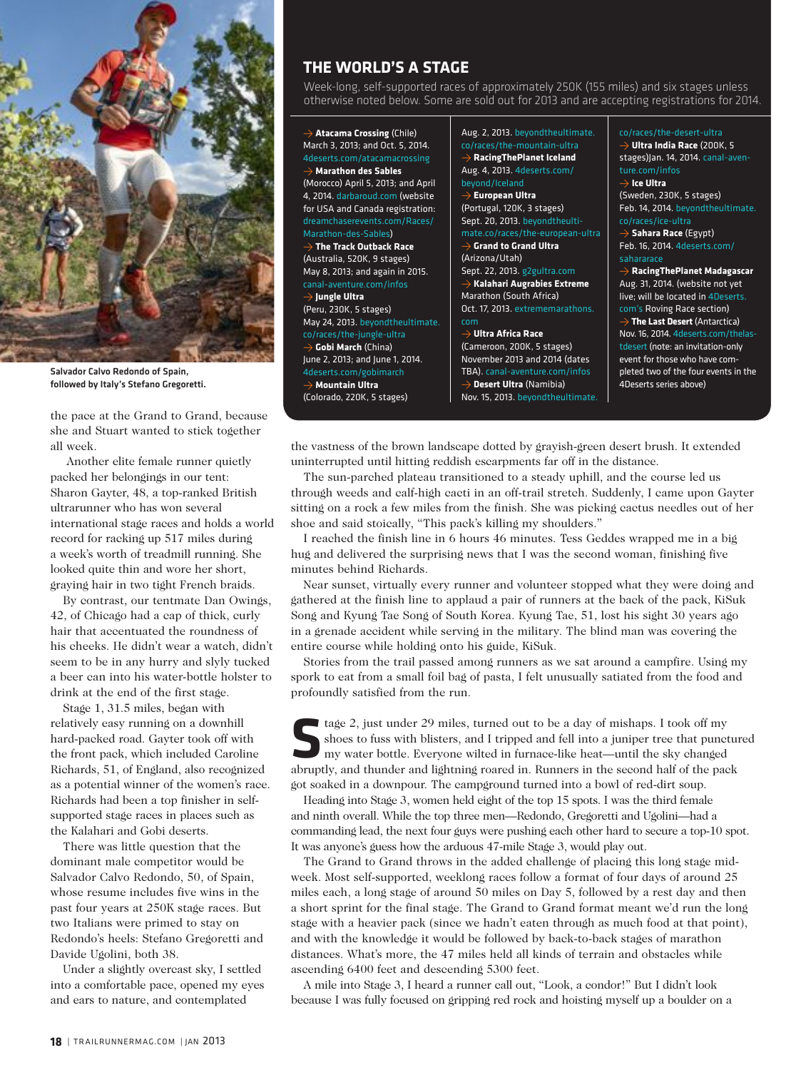Salvador Calvo Redondo of Spain, followed by Italy's Stefano Gregoretti.

## THE WORLD'S A STAGE

Week-long, self-supported races of approximately 250K (155 miles) and six stages unless otherwise noted below. Some are sold out for 2013 and are accepting registrations for 2014.

→ **Atacama Crossing** (Chile) March 3, 2013; and Oct. 5, 2014. 4deserts.com/atacamacrossing

→ **Marathon des Sables** (Morocco) April 5, 2013; and April 4, 2014. darbaroud.com (website for USA and Canada registration: dreamchaserevents.com/Races/Marathon-des-Sables)

→ **The Track Outback Race** (Australia, 520K, 9 stages) May 8, 2013; and again in 2015. canal-aventure.com/infos

→ **Jungle Ultra** (Peru, 230K, 5 stages) May 24, 2013. beyondtheultimate.co/races/the-jungle-ultra

→ **Gobi March** (China) June 2, 2013; and June 1, 2014. 4deserts.com/gobimarch

→ **Mountain Ultra** (Colorado, 220K, 5 stages) Aug. 2, 2013. beyondtheultimate.co/races/the-mountain-ultra

→ **RacingThePlanet Iceland** Aug. 4, 2013. 4deserts.com/beyond/Iceland

→ **European Ultra** (Portugal, 120K, 3 stages) Sept. 20, 2013. beyondtheultimate.co/races/the-european-ultra

→ **Grand to Grand Ultra** (Arizona/Utah) Sept. 22, 2013. g2gultra.com

→ **Kalahari Augrabies Extreme Marathon** (South Africa) Oct. 17, 2013. extrememarathons.com

→ **Ultra Africa Race** (Cameroon, 200K, 5 stages) November 2013 and 2014 (dates TBA). canal-aventure.com/infos

→ **Desert Ultra** (Namibia) Nov. 15, 2013. beyondtheultimate.co/races/the-desert-ultra

→ **Ultra India Race** (200K, 5 stages)Jan. 14, 2014. canal-aventure.com/infos

→ **Ice Ultra** (Sweden, 230K, 5 stages) Feb. 14, 2014. beyondtheultimate.co/races/ice-ultra

→ **Sahara Race** (Egypt) Feb. 16, 2014. 4deserts.com/sahararace

→ **RacingThePlanet Madagascar** Aug. 31, 2014. (website not yet live; will be located in 4Deserts.com's Roving Race section)

→ **The Last Desert** (Antarctica) Nov. 16, 2014. 4deserts.com/thelastdesert (note: an invitation-only event for those who have completed two of the four events in the 4Deserts series above)

the pace at the Grand to Grand, because she and Stuart wanted to stick together all week.

Another elite female runner quietly packed her belongings in our tent: Sharon Gayter, 48, a top-ranked British ultrarunner who has won several international stage races and holds a world record for racking up 517 miles during a week's worth of treadmill running. She looked quite thin and wore her short, graying hair in two tight French braids.

By contrast, our tentmate Dan Owings, 42, of Chicago had a cap of thick, curly hair that accentuated the roundness of his cheeks. He didn't wear a watch, didn't seem to be in any hurry and slyly tucked a beer can into his water-bottle holster to drink at the end of the first stage.

Stage 1, 31.5 miles, began with relatively easy running on a downhill hard-packed road. Gayter took off with the front pack, which included Caroline Richards, 51, of England, also recognized as a potential winner of the women's race. Richards had been a top finisher in self-supported stage races in places such as the Kalahari and Gobi deserts.

There was little question that the dominant male competitor would be Salvador Calvo Redondo, 50, of Spain, whose resume includes five wins in the past four years at 250K stage races. But two Italians were primed to stay on Redondo's heels: Stefano Gregoretti and Davide Ugolini, both 38.

Under a slightly overcast sky, I settled into a comfortable pace, opened my eyes and ears to nature, and contemplated the vastness of the brown landscape dotted by grayish-green desert brush. It extended uninterrupted until hitting reddish escarpments far off in the distance.

The sun-parched plateau transitioned to a steady uphill, and the course led us through weeds and calf-high cacti in an off-trail stretch. Suddenly, I came upon Gayter sitting on a rock a few miles from the finish. She was picking cactus needles out of her shoe and said stoically, "This pack's killing my shoulders."

I reached the finish line in 6 hours 46 minutes. Tess Geddes wrapped me in a big hug and delivered the surprising news that I was the second woman, finishing five minutes behind Richards.

Near sunset, virtually every runner and volunteer stopped what they were doing and gathered at the finish line to applaud a pair of runners at the back of the pack, KiSuk Song and Kyung Tae Song of South Korea. Kyung Tae, 51, lost his sight 30 years ago in a grenade accident while serving in the military. The blind man was covering the entire course while holding onto his guide, KiSuk.

Stories from the trail passed among runners as we sat around a campfire. Using my spork to eat from a small foil bag of pasta, I felt unusually satiated from the food and profoundly satisfied from the run.

Stage 2, just under 29 miles, turned out to be a day of mishaps. I took off my shoes to fuss with blisters, and I tripped and fell into a juniper tree that punctured my water bottle. Everyone wilted in furnace-like heat—until the sky changed abruptly, and thunder and lightning roared in. Runners in the second half of the pack got soaked in a downpour. The campground turned into a bowl of red-dirt soup.

Heading into Stage 3, women held eight of the top 15 spots. I was the third female and ninth overall. While the top three men—Redondo, Gregoretti and Ugolini—had a commanding lead, the next four guys were pushing each other hard to secure a top-10 spot. It was anyone's guess how the arduous 47-mile Stage 3, would play out.

The Grand to Grand throws in the added challenge of placing this long stage mid-week. Most self-supported, weeklong races follow a format of four days of around 25 miles each, a long stage of around 50 miles on Day 5, followed by a rest day and then a short sprint for the final stage. The Grand to Grand format meant we'd run the long stage with a heavier pack (since we hadn't eaten through as much food at that point), and with the knowledge it would be followed by back-to-back stages of marathon distances. What's more, the 47 miles held all kinds of terrain and obstacles while ascending 6400 feet and descending 5300 feet.

A mile into Stage 3, I heard a runner call out, "Look, a condor!" But I didn't look because I was fully focused on gripping red rock and hoisting myself up a boulder on a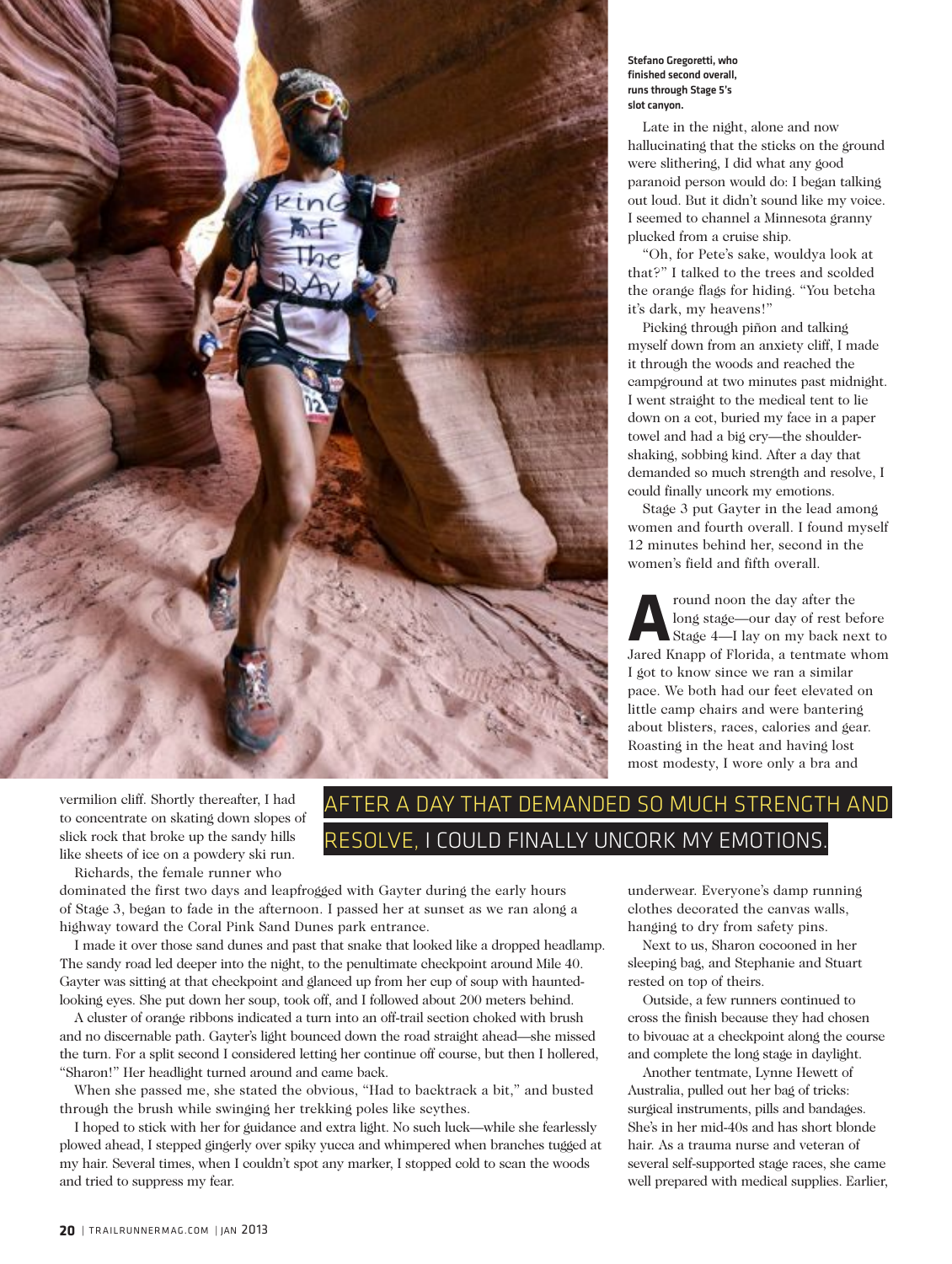Stefano Gregoretti, who finished second overall, runs through Stage 5's slot canyon.

Late in the night, alone and now hallucinating that the sticks on the ground were slithering, I did what any good paranoid person would do: I began talking out loud. But it didn't sound like my voice. I seemed to channel a Minnesota granny plucked from a cruise ship.

"Oh, for Pete's sake, wouldya look at that?" I talked to the trees and scolded the orange flags for hiding. "You betcha it's dark, my heavens!"

Picking through piñon and talking myself down from an anxiety cliff, I made it through the woods and reached the campground at two minutes past midnight. I went straight to the medical tent to lie down on a cot, buried my face in a paper towel and had a big cry—the shoulder-shaking, sobbing kind. After a day that demanded so much strength and resolve, I could finally uncork my emotions.

Stage 3 put Gayter in the lead among women and fourth overall. I found myself 12 minutes behind her, second in the women's field and fifth overall.

Around noon the day after the long stage—our day of rest before Stage 4—I lay on my back next to Jared Knapp of Florida, a tentmate whom I got to know since we ran a similar pace. We both had our feet elevated on little camp chairs and were bantering about blisters, races, calories and gear. Roasting in the heat and having lost most modesty, I wore only a bra and underwear. Everyone's damp running clothes decorated the canvas walls, hanging to dry from safety pins.

Next to us, Sharon cocooned in her sleeping bag, and Stephanie and Stuart rested on top of theirs.

Outside, a few runners continued to cross the finish because they had chosen to bivouac at a checkpoint along the course and complete the long stage in daylight.

Another tentmate, Lynne Hewett of Australia, pulled out her bag of tricks: surgical instruments, pills and bandages. She's in her mid-40s and has short blonde hair. As a trauma nurse and veteran of several self-supported stage races, she came well prepared with medical supplies. Earlier,

vermilion cliff. Shortly thereafter, I had to concentrate on skating down slopes of slick rock that broke up the sandy hills like sheets of ice on a powdery ski run.

**AFTER A DAY THAT DEMANDED SO MUCH STRENGTH AND RESOLVE, I COULD FINALLY UNCORK MY EMOTIONS.**

Richards, the female runner who dominated the first two days and leapfrogged with Gayter during the early hours of Stage 3, began to fade in the afternoon. I passed her at sunset as we ran along a highway toward the Coral Pink Sand Dunes park entrance.

I made it over those sand dunes and past that snake that looked like a dropped headlamp. The sandy road led deeper into the night, to the penultimate checkpoint around Mile 40. Gayter was sitting at that checkpoint and glanced up from her cup of soup with haunted-looking eyes. She put down her soup, took off, and I followed about 200 meters behind.

A cluster of orange ribbons indicated a turn into an off-trail section choked with brush and no discernable path. Gayter's light bounced down the road straight ahead—she missed the turn. For a split second I considered letting her continue off course, but then I hollered, "Sharon!" Her headlight turned around and came back.

When she passed me, she stated the obvious, "Had to backtrack a bit," and busted through the brush while swinging her trekking poles like scythes.

I hoped to stick with her for guidance and extra light. No such luck—while she fearlessly plowed ahead, I stepped gingerly over spiky yucca and whimpered when branches tugged at my hair. Several times, when I couldn't spot any marker, I stopped cold to scan the woods and tried to suppress my fear.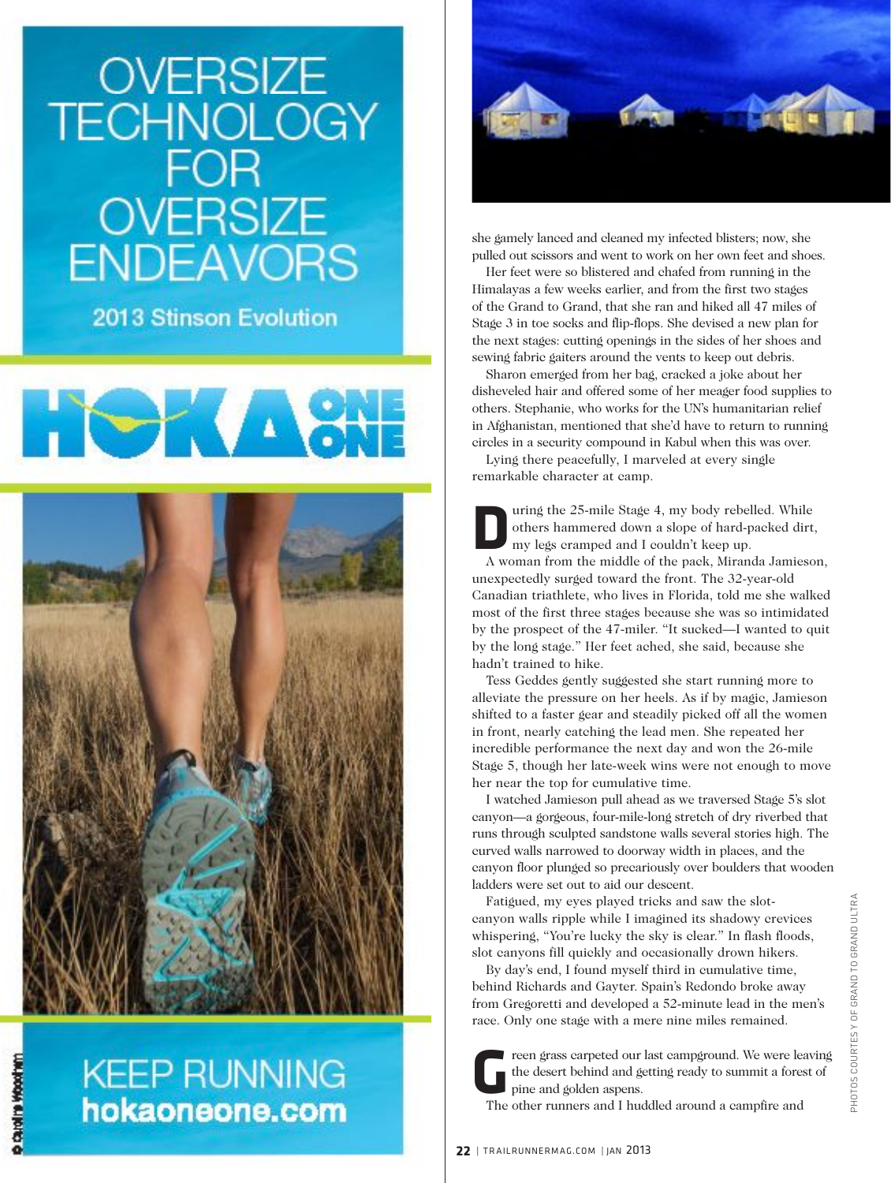OVERSIZE TECHNOLOGY FOR OVERSIZE ENDEAVORS

2013 Stinson Evolution

HOKA ONE ONE

KEEP RUNNING
hokaoneone.com

she gamely lanced and cleaned my infected blisters; now, she pulled out scissors and went to work on her own feet and shoes.

Her feet were so blistered and chafed from running in the Himalayas a few weeks earlier, and from the first two stages of the Grand to Grand, that she ran and hiked all 47 miles of Stage 3 in toe socks and flip-flops. She devised a new plan for the next stages: cutting openings in the sides of her shoes and sewing fabric gaiters around the vents to keep out debris.

Sharon emerged from her bag, cracked a joke about her disheveled hair and offered some of her meager food supplies to others. Stephanie, who works for the UN's humanitarian relief in Afghanistan, mentioned that she'd have to return to running circles in a security compound in Kabul when this was over.

Lying there peacefully, I marveled at every single remarkable character at camp.

During the 25-mile Stage 4, my body rebelled. While others hammered down a slope of hard-packed dirt, my legs cramped and I couldn't keep up.

A woman from the middle of the pack, Miranda Jamieson, unexpectedly surged toward the front. The 32-year-old Canadian triathlete, who lives in Florida, told me she walked most of the first three stages because she was so intimidated by the prospect of the 47-miler. "It sucked—I wanted to quit by the long stage." Her feet ached, she said, because she hadn't trained to hike.

Tess Geddes gently suggested she start running more to alleviate the pressure on her heels. As if by magic, Jamieson shifted to a faster gear and steadily picked off all the women in front, nearly catching the lead men. She repeated her incredible performance the next day and won the 26-mile Stage 5, though her late-week wins were not enough to move her near the top for cumulative time.

I watched Jamieson pull ahead as we traversed Stage 5's slot canyon—a gorgeous, four-mile-long stretch of dry riverbed that runs through sculpted sandstone walls several stories high. The curved walls narrowed to doorway width in places, and the canyon floor plunged so precariously over boulders that wooden ladders were set out to aid our descent.

Fatigued, my eyes played tricks and saw the slot-canyon walls ripple while I imagined its shadowy crevices whispering, "You're lucky the sky is clear." In flash floods, slot canyons fill quickly and occasionally drown hikers.

By day's end, I found myself third in cumulative time, behind Richards and Gayter. Spain's Redondo broke away from Gregoretti and developed a 52-minute lead in the men's race. Only one stage with a mere nine miles remained.

Green grass carpeted our last campground. We were leaving the desert behind and getting ready to summit a forest of pine and golden aspens.

The other runners and I huddled around a campfire and

PHOTOS COURTESY OF GRAND TO GRAND ULTRA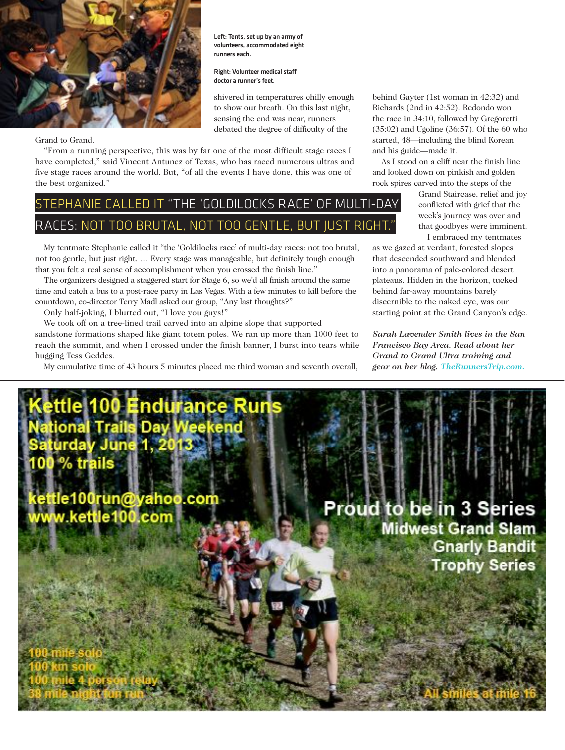Left: Tents, set up by an army of volunteers, accommodated eight runners each.

Right: Volunteer medical staff doctor a runner's feet.

shivered in temperatures chilly enough to show our breath. On this last night, sensing the end was near, runners debated the degree of difficulty of the Grand to Grand.

"From a running perspective, this was by far one of the most difficult stage races I have completed," said Vincent Antunez of Texas, who has raced numerous ultras and five stage races around the world. But, "of all the events I have done, this was one of the best organized."

## STEPHANIE CALLED IT "THE 'GOLDILOCKS RACE' OF MULTI-DAY RACES: NOT TOO BRUTAL, NOT TOO GENTLE, BUT JUST RIGHT."

My tentmate Stephanie called it "the 'Goldilocks race' of multi-day races: not too brutal, not too gentle, but just right. … Every stage was manageable, but definitely tough enough that you felt a real sense of accomplishment when you crossed the finish line."

The organizers designed a staggered start for Stage 6, so we'd all finish around the same time and catch a bus to a post-race party in Las Vegas. With a few minutes to kill before the countdown, co-director Terry Madl asked our group, "Any last thoughts?"

Only half-joking, I blurted out, "I love you guys!"

We took off on a tree-lined trail carved into an alpine slope that supported sandstone formations shaped like giant totem poles. We ran up more than 1000 feet to reach the summit, and when I crossed under the finish banner, I burst into tears while hugging Tess Geddes.

My cumulative time of 43 hours 5 minutes placed me third woman and seventh overall, behind Gayter (1st woman in 42:32) and Richards (2nd in 42:52). Redondo won the race in 34:10, followed by Gregoretti (35:02) and Ugoline (36:57). Of the 60 who started, 48—including the blind Korean and his guide—made it.

As I stood on a cliff near the finish line and looked down on pinkish and golden rock spires carved into the steps of the Grand Staircase, relief and joy conflicted with grief that the week's journey was over and that goodbyes were imminent.

I embraced my tentmates as we gazed at verdant, forested slopes that descended southward and blended into a panorama of pale-colored desert plateaus. Hidden in the horizon, tucked behind far-away mountains barely discernible to the naked eye, was our starting point at the Grand Canyon's edge.

*Sarah Lavender Smith lives in the San Francisco Bay Area. Read about her Grand to Grand Ultra training and gear on her blog, TheRunnersTrip.com.*